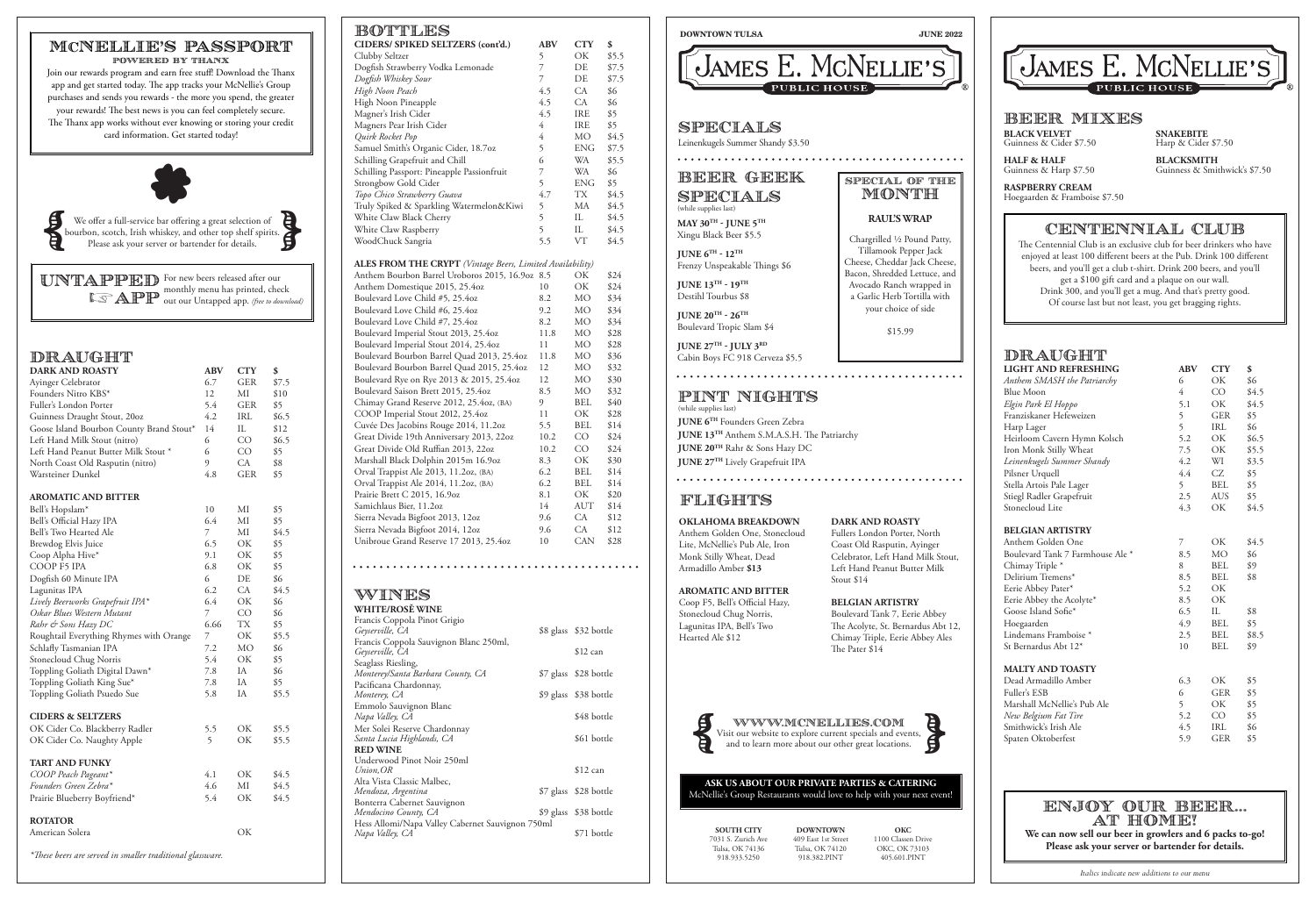# McNellie's Passport

**POWERED BY THANX**

Join our rewards program and earn free stuff! Download the Thanx app and get started today. The Thanx app tracks your McNellie's Group purchases and sends you rewards - the more you spend, the greater your rewards! The best news is you can feel completely secure. The Thanx app works without ever knowing or storing your credit card information. Get started today!

We offer a full-service bar offering a great selection of bourbon, scotch, Irish whiskey, and other top shelf spirits. Please ask your server or bartender for details.

**UNTAPPED APP** For new beers released after our monthly menu has printed, check out our Untapped app. *(free to download)*

## Draught

| DARK AND ROASTY | ABV | CTY | $ |
|---|---|---|---|
| Ayinger Celebrator | 6.7 | GER | $7.5 |
| Founders Nitro KBS* | 12 | MI | $10 |
| Fuller's London Porter | 5.4 | GER | $5 |
| Guinness Draught Stout, 20oz | 4.2 | IRL | $6.5 |
| Goose Island Bourbon County Brand Stout* | 14 | IL | $12 |
| Left Hand Milk Stout (nitro) | 6 | CO | $6.5 |
| Left Hand Peanut Butter Milk Stout * | 6 | CO | $5 |
| North Coast Old Rasputin (nitro) | 9 | CA | $8 |
| Warsteiner Dunkel | 4.8 | GER | $5 |

| AROMATIC AND BITTER | ABV | CTY | $ |
|---|---|---|---|
| Bell's Hopslam* | 10 | MI | $5 |
| Bell's Official Hazy IPA | 6.4 | MI | $5 |
| Bell's Two Hearted Ale | 7 | MI | $4.5 |
| Brewdog Elvis Juice | 6.5 | OK | $5 |
| Coop Alpha Hive* | 9.1 | OK | $5 |
| COOP F5 IPA | 6.8 | OK | $5 |
| Dogfish 60 Minute IPA | 6 | DE | $6 |
| Lagunitas IPA | 6.2 | CA | $4.5 |
| *Lively Beerworks Grapefruit IPA** | 6.4 | OK | $6 |
| *Oskar Blues Western Mutant* | 7 | CO | $6 |
| *Rahr & Sons Hazy DC* | 6.66 | TX | $5 |
| Roughtail Everything Rhymes with Orange | 7 | OK | $5.5 |
| Schlafly Tasmanian IPA | 7.2 | MO | $6 |
| Stonecloud Chug Norris | 5.4 | OK | $5 |
| Toppling Goliath Digital Dawn* | 7.8 | IA | $6 |
| Toppling Goliath King Sue* | 7.8 | IA | $5 |
| Toppling Goliath Psuedo Sue | 5.8 | IA | $5.5 |

| CIDERS & SELTZERS | ABV | CTY | $ |
|---|---|---|---|
| OK Cider Co. Blackberry Radler | 5.5 | OK | $5.5 |
| OK Cider Co. Naughty Apple | 5 | OK | $5.5 |

| TART AND FUNKY | ABV | CTY | $ |
|---|---|---|---|
| *COOP Peach Pageant** | 4.1 | OK | $4.5 |
| *Founders Green Zebra** | 4.6 | MI | $4.5 |
| Prairie Blueberry Boyfriend* | 5.4 | OK | $4.5 |

| ROTATOR | ABV | CTY | $ |
|---|---|---|---|
| American Solera | | OK | |

*\*These beers are served in smaller traditional glassware.*

## Bottles

| CIDERS/ SPIKED SELTZERS (cont'd.) | ABV | CTY | $ |
|---|---|---|---|
| Clubby Seltzer | 5 | OK | $5.5 |
| Dogfish Strawberry Vodka Lemonade | 7 | DE | $7.5 |
| *Dogfish Whiskey Sour* | 7 | DE | $7.5 |
| *High Noon Peach* | 4.5 | CA | $6 |
| High Noon Pineapple | 4.5 | CA | $6 |
| Magner's Irish Cider | 4.5 | IRE | $5 |
| Magners Pear Irish Cider | 4 | IRE | $5 |
| *Quirk Rocket Pop* | 4 | MO | $4.5 |
| Samuel Smith's Organic Cider, 18.7oz | 5 | ENG | $7.5 |
| Schilling Grapefruit and Chill | 6 | WA | $5.5 |
| Schilling Passport: Pineapple Passionfruit | 7 | WA | $6 |
| Strongbow Gold Cider | 5 | ENG | $5 |
| *Topo Chico Strawberry Guava* | 4.7 | TX | $4.5 |
| Truly Spiked & Sparkling Watermelon&Kiwi | 5 | MA | $4.5 |
| White Claw Black Cherry | 5 | IL | $4.5 |
| White Claw Raspberry | 5 | IL | $4.5 |
| WoodChuck Sangria | 5.5 | VT | $4.5 |

| ALES FROM THE CRYPT *(Vintage Beers, Limited Availability)* | ABV | CTY | $ |
|---|---|---|---|
| Anthem Bourbon Barrel Uroboros 2015, 16.9oz | 8.5 | OK | $24 |
| Anthem Domestique 2015, 25.4oz | 10 | OK | $24 |
| Boulevard Love Child #5, 25.4oz | 8.2 | MO | $34 |
| Boulevard Love Child #6, 25.4oz | 9.2 | MO | $34 |
| Boulevard Love Child #7, 25.4oz | 8.2 | MO | $34 |
| Boulevard Imperial Stout 2013, 25.4oz | 11.8 | MO | $28 |
| Boulevard Imperial Stout 2014, 25.4oz | 11 | MO | $28 |
| Boulevard Bourbon Barrel Quad 2013, 25.4oz | 11.8 | MO | $36 |
| Boulevard Bourbon Barrel Quad 2015, 25.4oz | 12 | MO | $32 |
| Boulevard Rye on Rye 2013 & 2015, 25.4oz | 12 | MO | $30 |
| Boulevard Saison Brett 2015, 25.4oz | 8.5 | MO | $32 |
| Chimay Grand Reserve 2012, 25.4oz, (BA) | 9 | BEL | $40 |
| COOP Imperial Stout 2012, 25.4oz | 11 | OK | $28 |
| Cuvée Des Jacobins Rouge 2014, 11.2oz | 5.5 | BEL | $14 |
| Great Divide 19th Anniversary 2013, 22oz | 10.2 | CO | $24 |
| Great Divide Old Ruffian 2013, 22oz | 10.2 | CO | $24 |
| Marshall Black Dolphin 2015m 16.9oz | 8.3 | OK | $30 |
| Orval Trappist Ale 2013, 11.2oz, (BA) | 6.2 | BEL | $14 |
| Orval Trappist Ale 2014, 11.2oz, (BA) | 6.2 | BEL | $14 |
| Prairie Brett C 2015, 16.9oz | 8.1 | OK | $20 |
| Samichlaus Bier, 11.2oz | 14 | AUT | $14 |
| Sierra Nevada Bigfoot 2013, 12oz | 9.6 | CA | $12 |
| Sierra Nevada Bigfoot 2014, 12oz | 9.6 | CA | $12 |
| Unibroue Grand Reserve 17 2013, 25.4oz | 10 | CAN | $28 |

## Wines

| WHITE/ROSÉ WINE | | |
|---|---|---|
| Francis Coppola Pinot Grigio *Geyserville, CA* | $8 glass | $32 bottle |
| Francis Coppola Sauvignon Blanc 250ml, *Geyserville, CA* | | $12 can |
| Seaglass Riesling, *Monterey/Santa Barbara County, CA* | $7 glass | $28 bottle |
| Pacificana Chardonnay, *Monterey, CA* | $9 glass | $38 bottle |
| Emmolo Sauvignon Blanc *Napa Valley, CA* | | $48 bottle |
| Mer Solei Reserve Chardonnay *Santa Lucia Highlands, CA* | | $61 bottle |

| RED WINE | | |
|---|---|---|
| Underwood Pinot Noir 250ml *Union,OR* | | $12 can |
| Alta Vista Classic Malbec, *Mendoza, Argentina* | $7 glass | $28 bottle |
| Bonterra Cabernet Sauvignon *Mendocino County, CA* | $9 glass | $38 bottle |
| Hess Allomi/Napa Valley Cabernet Sauvignon 750ml *Napa Valley, CA* | | $71 bottle |

**DOWNTOWN TULSA** — **JUNE 2022**

# James E. McNellie's Public House

## Specials

Leinenkugels Summer Shandy $3.50

## Beer Geek Specials

(while supplies last)

**MAY 30TH - JUNE 5TH**
Xingu Black Beer $5.5

**JUNE 6TH - 12TH**
Frenzy Unspeakable Things $6

**JUNE 13TH - 19TH**
Destihl Tourbus $8

**JUNE 20TH - 26TH**
Boulevard Tropic Slam $4

**JUNE 27TH - JULY 3RD**
Cabin Boys FC 918 Cerveza $5.5

## Special of the Month

**RAUL'S WRAP**

Chargrilled ½ Pound Patty, Tillamook Pepper Jack Cheese, Cheddar Jack Cheese, Bacon, Shredded Lettuce, and Avocado Ranch wrapped in a Garlic Herb Tortilla with your choice of side

$15.99

## Pint Nights

(while supplies last)

**JUNE 6TH** Founders Green Zebra
**JUNE 13TH** Anthem S.M.A.S.H. The Patriarchy
**JUNE 20TH** Rahr & Sons Hazy DC
**JUNE 27TH** Lively Grapefruit IPA

## Flights

**OKLAHOMA BREAKDOWN**
Anthem Golden One, Stonecloud Lite, McNellie's Pub Ale, Iron Monk Stilly Wheat, Dead Armadillo Amber **$13**

**AROMATIC AND BITTER**
Coop F5, Bell's Official Hazy, Stonecloud Chug Norris, Lagunitas IPA, Bell's Two Hearted Ale $12

**DARK AND ROASTY**
Fullers London Porter, North Coast Old Rasputin, Ayinger Celebrator, Left Hand Milk Stout, Left Hand Peanut Butter Milk Stout $14

**BELGIAN ARTISTRY**
Boulevard Tank 7, Eerie Abbey The Acolyte, St. Bernardus Abt 12, Chimay Triple, Eerie Abbey Ales The Pater $14

**WWW.MCNELLIES.COM**
Visit our website to explore current specials and events, and to learn more about our other great locations.

**ASK US ABOUT OUR PRIVATE PARTIES & CATERING**
McNellie's Group Restaurants would love to help with your next event!

**SOUTH CITY**
7031 S. Zurich Ave
Tulsa, OK 74136
918.933.5250

**DOWNTOWN**
409 East 1st Street
Tulsa, OK 74120
918.382.PINT

**OKC**
1100 Classen Drive
OKC, OK 73103
405.601.PINT

# James E. McNellie's Public House

## Beer Mixes

**BLACK VELVET**
Guinness & Cider $7.50

**HALF & HALF**
Guinness & Harp $7.50

**RASPBERRY CREAM**
Hoegaarden & Framboise $7.50

**SNAKEBITE**
Harp & Cider $7.50

**BLACKSMITH**
Guinness & Smithwick's $7.50

## Centennial Club

The Centennial Club is an exclusive club for beer drinkers who have enjoyed at least 100 different beers at the Pub. Drink 100 different beers, and you'll get a club t-shirt. Drink 200 beers, and you'll get a $100 gift card and a plaque on our wall. Drink 300, and you'll get a mug. And that's pretty good. Of course last but not least, you get bragging rights.

## Draught

| LIGHT AND REFRESHING | ABV | CTY | $ |
|---|---|---|---|
| *Anthem SMASH the Patriarchy* | 6 | OK | $6 |
| Blue Moon | 4 | CO | $4.5 |
| *Elgin Park El Hoppo* | 5.1 | OK | $4.5 |
| Franziskaner Hefeweizen | 5 | GER | $5 |
| Harp Lager | 5 | IRL | $6 |
| Heirloom Cavern Hymn Kolsch | 5.2 | OK | $6.5 |
| Iron Monk Stilly Wheat | 7.5 | OK | $5.5 |
| *Leinenkugels Summer Shandy* | 4.2 | WI | $3.5 |
| Pilsner Urquell | 4.4 | CZ | $5 |
| Stella Artois Pale Lager | 5 | BEL | $5 |
| Stiegl Radler Grapefruit | 2.5 | AUS | $5 |
| Stonecloud Lite | 4.3 | OK | $4.5 |

| BELGIAN ARTISTRY | ABV | CTY | $ |
|---|---|---|---|
| Anthem Golden One | 7 | OK | $4.5 |
| Boulevard Tank 7 Farmhouse Ale * | 8.5 | MO | $6 |
| Chimay Triple * | 8 | BEL | $9 |
| Delirium Tremens* | 8.5 | BEL | $8 |
| Eerie Abbey Pater* | 5.2 | OK | |
| Eerie Abbey the Acolyte* | 8.5 | OK | |
| Goose Island Sofie* | 6.5 | IL | $8 |
| Hoegaarden | 4.9 | BEL | $5 |
| Lindemans Framboise * | 2.5 | BEL | $8.5 |
| St Bernardus Abt 12* | 10 | BEL | $9 |

| MALTY AND TOASTY | ABV | CTY | $ |
|---|---|---|---|
| Dead Armadillo Amber | 6.3 | OK | $5 |
| Fuller's ESB | 6 | GER | $5 |
| Marshall McNellie's Pub Ale | 5 | OK | $5 |
| *New Belgium Fat Tire* | 5.2 | CO | $5 |
| Smithwick's Irish Ale | 4.5 | IRL | $6 |
| Spaten Oktoberfest | 5.9 | GER | $5 |

## Enjoy Our Beer... At Home!

**We can now sell our beer in growlers and 6 packs to-go! Please ask your server or bartender for details.**

*Italics indicate new additions to our menu*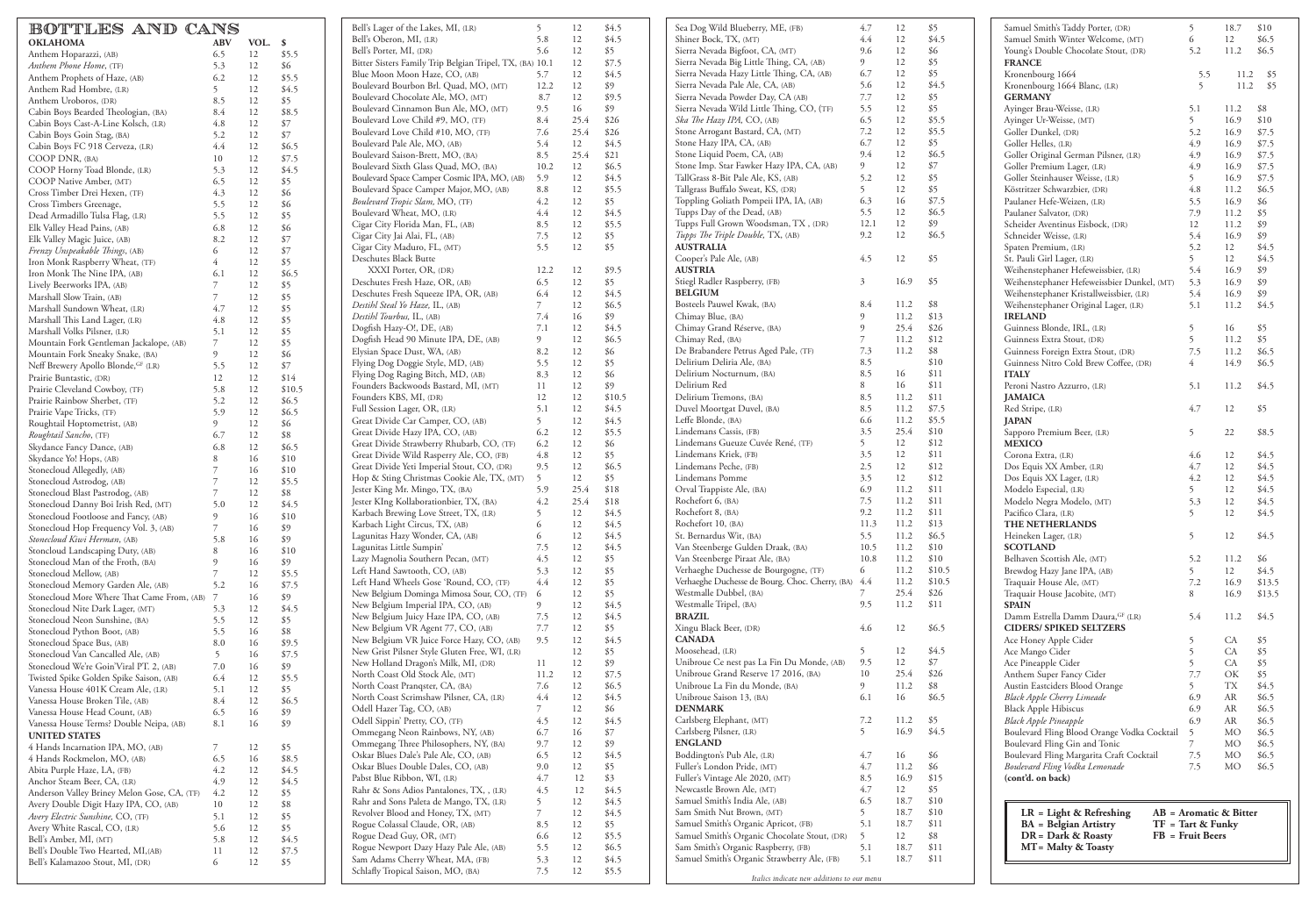# BOTTLES AND CANS

| OKLAHOMA | ABV | VOL. | $ |
|---|---|---|---|
| Anthem Hoparazzi, (AB) | 6.5 | 12 | $5.5 |
| *Anthem Phone Home*, (TF) | 5.3 | 12 | $6 |
| Anthem Prophets of Haze, (AB) | 6.2 | 12 | $5.5 |
| Anthem Rad Hombre, (LR) | 5 | 12 | $4.5 |
| Anthem Uroboros, (DR) | 8.5 | 12 | $5 |
| Cabin Boys Bearded Theologian, (BA) | 8.4 | 12 | $8.5 |
| Cabin Boys Cast-A-Line Kolsch, (LR) | 4.8 | 12 | $7 |
| Cabin Boys Goin Stag, (BA) | 5.2 | 12 | $7 |
| Cabin Boys FC 918 Cerveza, (LR) | 4.4 | 12 | $6.5 |
| COOP DNR, (BA) | 10 | 12 | $7.5 |
| COOP Horny Toad Blonde, (LR) | 5.3 | 12 | $4.5 |
| COOP Native Amber, (MT) | 6.5 | 12 | $5 |
| Cross Timber Drei Hexen, (TF) | 4.3 | 12 | $6 |
| Cross Timbers Greenage, | 5.5 | 12 | $6 |
| Dead Armadillo Tulsa Flag, (LR) | 5.5 | 12 | $5 |
| Elk Valley Head Pains, (AB) | 6.8 | 12 | $6 |
| Elk Valley Magic Juice, (AB) | 8.2 | 12 | $7 |
| *Frenzy Unspeakable Things*, (AB) | 6 | 12 | $7 |
| Iron Monk Raspberry Wheat, (TF) | 4 | 12 | $5 |
| Iron Monk The Nine IPA, (AB) | 6.1 | 12 | $6.5 |
| Lively Beerworks IPA, (AB) | 7 | 12 | $5 |
| Marshall Slow Train, (AB) | 7 | 12 | $5 |
| Marshall Sundown Wheat, (LR) | 4.7 | 12 | $5 |
| Marshall This Land Lager, (LR) | 4.8 | 12 | $5 |
| Marshall Volks Pilsner, (LR) | 5.1 | 12 | $5 |
| Mountain Fork Gentleman Jackalope, (AB) | 7 | 12 | $5 |
| Mountain Fork Sneaky Snake, (BA) | 9 | 12 | $6 |
| Neff Brewery Apollo Blonde,GF (LR) | 5.5 | 12 | $7 |
| Prairie Buntastic, (DR) | 12 | 12 | $14 |
| Prairie Cleveland Cowboy, (TF) | 5.8 | 12 | $10.5 |
| Prairie Rainbow Sherbet, (TF) | 5.2 | 12 | $6.5 |
| Prairie Vape Tricks, (TF) | 5.9 | 12 | $6.5 |
| Roughtail Hoptometrist, (AB) | 9 | 12 | $6 |
| *Roughtail Sancho*, (TF) | 6.7 | 12 | $8 |
| Skydance Fancy Dance, (AB) | 6.8 | 12 | $6.5 |
| Skydance Yo! Hops, (AB) | 8 | 16 | $10 |
| Stonecloud Allegedly, (AB) | 7 | 16 | $10 |
| Stonecloud Astrodog, (AB) | 7 | 12 | $5.5 |
| Stonecloud Blast Pastrodog, (AB) | 7 | 12 | $8 |
| Stonecloud Danny Boi Irish Red, (MT) | 5.0 | 12 | $4.5 |
| Stonecloud Footloose and Fancy, (AB) | 9 | 16 | $10 |
| Stonecloud Hop Frequency Vol. 3, (AB) | 7 | 16 | $9 |
| *Stonecloud Kiwi Herman*, (AB) | 5.8 | 16 | $9 |
| Stonecloud Landscaping Duty, (AB) | 8 | 16 | $10 |
| Stonecloud Man of the Froth, (BA) | 9 | 16 | $9 |
| Stonecloud Mellow, (AB) | 7 | 12 | $5.5 |
| Stonecloud Memory Garden Ale, (AB) | 5.2 | 16 | $7.5 |
| Stonecloud More Where That Came From, (AB) | 7 | 16 | $9 |
| Stonecloud Nite Dark Lager, (MT) | 5.3 | 12 | $4.5 |
| Stonecloud Neon Sunshine, (BA) | 5.5 | 12 | $5 |
| Stonecloud Python Boot, (AB) | 5.5 | 16 | $8 |
| Stonecloud Space Bus, (AB) | 8.0 | 16 | $9.5 |
| Stonecloud Van Cancalled Ale, (AB) | 5 | 16 | $7.5 |
| Stonecloud We're Goin'Viral PT. 2, (AB) | 7.0 | 16 | $9 |
| Twisted Spike Golden Spike Saison, (AB) | 6.4 | 12 | $5.5 |
| Vanessa House 401K Cream Ale, (LR) | 5.1 | 12 | $5 |
| Vanessa House Broken Tile, (AB) | 8.4 | 12 | $6.5 |
| Vanessa House Head Count, (AB) | 6.5 | 16 | $9 |
| Vanessa House Terms? Double Neipa, (AB) | 8.1 | 16 | $9 |
| **UNITED STATES** | | | |
| 4 Hands Incarnation IPA, MO, (AB) | 7 | 12 | $5 |
| 4 Hands Rockmelon, MO, (AB) | 6.5 | 16 | $8.5 |
| Abita Purple Haze, LA, (FB) | 4.2 | 12 | $4.5 |
| Anchor Steam Beer, CA, (LR) | 4.9 | 12 | $4.5 |
| Anderson Valley Briney Melon Gose, CA, (TF) | 4.2 | 12 | $5 |
| Avery Double Digit Hazy IPA, CO, (AB) | 10 | 12 | $8 |
| *Avery Electric Sunshine*, CO, (TF) | 5.1 | 12 | $5 |
| Avery White Rascal, CO, (LR) | 5.6 | 12 | $5 |
| Bell's Amber, MI, (MT) | 5.8 | 12 | $4.5 |
| Bell's Double Two Hearted, MI,(AB) | 11 | 12 | $7.5 |
| Bell's Kalamazoo Stout, MI, (DR) | 6 | 12 | $5 |
| Bell's Lager of the Lakes, MI, (LR) | 5 | 12 | $4.5 |
| Bell's Oberon, MI, (LR) | 5.8 | 12 | $4.5 |
| Bell's Porter, MI, (DR) | 5.6 | 12 | $5 |
| Bitter Sisters Family Trip Belgian Tripel, TX, (BA) | 10.1 | 12 | $7.5 |
| Blue Moon Moon Haze, CO, (AB) | 5.7 | 12 | $4.5 |
| Boulevard Bourbon Brl. Quad, MO, (MT) | 12.2 | 12 | $9 |
| Boulevard Chocolate Ale, MO, (MT) | 8.7 | 12 | $9.5 |
| Boulevard Cinnamon Bun Ale, MO, (MT) | 9.5 | 16 | $9 |
| Boulevard Love Child #9, MO, (TF) | 8.4 | 25.4 | $26 |
| Boulevard Love Child #10, MO, (TF) | 7.6 | 25.4 | $26 |
| Boulevard Pale Ale, MO, (AB) | 5.4 | 12 | $4.5 |
| Boulevard Saison-Brett, MO, (BA) | 8.5 | 25.4 | $21 |
| Boulevard Sixth Glass Quad, MO, (BA) | 10.2 | 12 | $6.5 |
| Boulevard Space Camper Cosmic IPA, MO, (AB) | 5.9 | 12 | $4.5 |
| Boulevard Space Camper Major, MO, (AB) | 8.8 | 12 | $5.5 |
| *Boulevard Tropic Slam*, MO, (TF) | 4.2 | 12 | $5 |
| Boulevard Wheat, MO, (LR) | 4.4 | 12 | $4.5 |
| Cigar City Florida Man, FL, (AB) | 8.5 | 12 | $5.5 |
| Cigar City Jai Alai, FL, (AB) | 7.5 | 12 | $5 |
| Cigar City Maduro, FL, (MT) | 5.5 | 12 | $5 |
| Deschutes Black Butte XXXI Porter, OR, (DR) | 12.2 | 12 | $9.5 |
| Deschutes Fresh Haze, OR, (AB) | 6.5 | 12 | $5 |
| Deschutes Fresh Squeeze IPA, OR, (AB) | 6.4 | 12 | $4.5 |
| *Destihl Steal Yo Haze*, IL, (AB) | 7 | 12 | $6.5 |
| *Destihl Tourbus*, IL, (AB) | 7.4 | 16 | $9 |
| Dogfish Hazy-O!, DE, (AB) | 7.1 | 12 | $4.5 |
| Dogfish Head 90 Minute IPA, DE, (AB) | 9 | 12 | $6.5 |
| Elysian Space Dust, WA, (AB) | 8.2 | 12 | $6 |
| Flying Dog Doggie Style, MD, (AB) | 5.5 | 12 | $5 |
| Flying Dog Raging Bitch, MD, (AB) | 8.3 | 12 | $6 |
| Founders Backwoods Bastard, MI, (MT) | 11 | 12 | $9 |
| Founders KBS, MI, (DR) | 12 | 12 | $10.5 |
| Full Session Lager, OR, (LR) | 5.1 | 12 | $4.5 |
| Great Divide Car Camper, CO, (AB) | 5 | 12 | $4.5 |
| Great Divide Hazy IPA, CO, (AB) | 6.2 | 12 | $5.5 |
| Great Divide Strawberry Rhubarb, CO, (TF) | 6.2 | 12 | $6 |
| Great Divide Wild Rasperry Ale, CO, (FB) | 4.8 | 12 | $5 |
| Great Divide Yeti Imperial Stout, CO, (DR) | 9.5 | 12 | $6.5 |
| Hop & Sting Christmas Cookie Ale, TX, (MT) | 5 | 12 | $5 |
| Jester King Mr. Mingo, TX, (BA) | 5.9 | 25.4 | $18 |
| Jester KIng Kollaborationbier, TX, (BA) | 4.2 | 25.4 | $18 |
| Karbach Brewing Love Street, TX, (LR) | 5 | 12 | $4.5 |
| Karbach Light Circus, TX, (AB) | 6 | 12 | $4.5 |
| Lagunitas Hazy Wonder, CA, (AB) | 6 | 12 | $4.5 |
| Lagunitas Little Sumpin' | 7.5 | 12 | $4.5 |
| Lazy Magnolia Southern Pecan, (MT) | 4.5 | 12 | $5 |
| Left Hand Sawtooth, CO, (AB) | 5.3 | 12 | $5 |
| Left Hand Wheels Gose 'Round, CO, (TF) | 4.4 | 12 | $5 |
| New Belgium Dominga Mimosa Sour, CO, (TF) | 6 | 12 | $5 |
| New Belgium Imperial IPA, CO, (AB) | 9 | 12 | $4.5 |
| New Belgium Juicy Haze IPA, CO, (AB) | 7.5 | 12 | $4.5 |
| New Belgium VR Agent 77, CO, (AB) | 7.7 | 12 | $5 |
| New Belgium VR Juice Force Hazy, CO, (AB) | 9.5 | 12 | $4.5 |
| New Grist Pilsner Style Gluten Free, WI, (LR) | | 12 | $5 |
| New Holland Dragon's Milk, MI, (DR) | 11 | 12 | $9 |
| North Coast Old Stock Ale, (MT) | 11.2 | 12 | $7.5 |
| North Coast Pranqster, CA, (BA) | 7.6 | 12 | $6.5 |
| North Coast Scrimshaw Pilsner, CA, (LR) | 4.4 | 12 | $4.5 |
| Odell Hazer Tag, CO, (AB) | 7 | 12 | $6 |
| Odell Sippin' Pretty, CO, (TF) | 4.5 | 12 | $4.5 |
| Ommegang Neon Rainbows, NY, (AB) | 6.7 | 16 | $7 |
| Ommegang Three Philosophers, NY, (BA) | 9.7 | 12 | $9 |
| Oskar Blues Dale's Pale Ale, CO, (AB) | 6.5 | 12 | $4.5 |
| Oskar Blues Double Dales, CO, (AB) | 9.0 | 12 | $5 |
| Pabst Blue Ribbon, WI, (LR) | 4.7 | 12 | $3 |
| Rahr & Sons Adios Pantalones, TX, , (LR) | 4.5 | 12 | $4.5 |
| Rahr and Sons Paleta de Mango, TX, (LR) | 5 | 12 | $4.5 |
| Revolver Blood and Honey, TX, (MT) | 7 | 12 | $4.5 |
| Rogue Colassal Claude, OR, (AB) | 8.5 | 12 | $5 |
| Rogue Dead Guy, OR, (MT) | 6.6 | 12 | $5.5 |
| Rogue Newport Dazy Hazy Pale Ale, (AB) | 5.5 | 12 | $6.5 |
| Sam Adams Cherry Wheat, MA, (FB) | 5.3 | 12 | $4.5 |
| Schlafly Tropical Saison, MO, (BA) | 7.5 | 12 | $5.5 |
| Sea Dog Wild Blueberry, ME, (FB) | 4.7 | 12 | $5 |
| Shiner Bock, TX, (MT) | 4.4 | 12 | $4.5 |
| Sierra Nevada Bigfoot, CA, (MT) | 9.6 | 12 | $6 |
| Sierra Nevada Big Little Thing, CA, (AB) | 9 | 12 | $5 |
| Sierra Nevada Hazy Little Thing, CA, (AB) | 6.7 | 12 | $5 |
| Sierra Nevada Pale Ale, CA, (AB) | 5.6 | 12 | $4.5 |
| Sierra Nevada Powder Day, CA (AB) | 7.7 | 12 | $5 |
| Sierra Nevada Wild Little Thing, CO, (TF) | 5.5 | 12 | $5 |
| *Ska The Hazy IPA*, CO, (AB) | 6.5 | 12 | $5.5 |
| Stone Arrogant Bastard, CA, (MT) | 7.2 | 12 | $5.5 |
| Stone Hazy IPA, CA, (AB) | 6.7 | 12 | $5 |
| Stone Liquid Poem, CA, (AB) | 9.4 | 12 | $6.5 |
| Stone Imp. Star Fawker Hazy IPA, CA, (AB) | 9 | 12 | $7 |
| TallGrass 8-Bit Pale Ale, KS, (AB) | 5.2 | 12 | $5 |
| Tallgrass Buffalo Sweat, KS, (DR) | 5 | 12 | $5 |
| Toppling Goliath Pompeii IPA, IA, (AB) | 6.3 | 16 | $7.5 |
| Tupps Day of the Dead, (AB) | 5.5 | 12 | $6.5 |
| Tupps Full Grown Woodsman, TX , (DR) | 12.1 | 12 | $9 |
| *Tupps The Triple Double*, TX, (AB) | 9.2 | 12 | $6.5 |
| **AUSTRALIA** | | | |
| Cooper's Pale Ale, (AB) | 4.5 | 12 | $5 |
| **AUSTRIA** | | | |
| Stiegl Radler Raspberry, (FB) | 3 | 16.9 | $5 |
| **BELGIUM** | | | |
| Bosteels Pauwel Kwak, (BA) | 8.4 | 11.2 | $8 |
| Chimay Blue, (BA) | 9 | 11.2 | $13 |
| Chimay Grand Réserve, (BA) | 9 | 25.4 | $26 |
| Chimay Red, (BA) | 7 | 11.2 | $12 |
| De Brabandere Petrus Aged Pale, (TF) | 7.3 | 11.2 | $8 |
| Delirium Deliria Ale, (BA) | 8.5 | | $10 |
| Delirium Nocturnum, (BA) | 8.5 | 16 | $11 |
| Delirium Red | 8 | 16 | $11 |
| Delirium Tremons, (BA) | 8.5 | 11.2 | $11 |
| Duvel Moortgat Duvel, (BA) | 8.5 | 11.2 | $7.5 |
| Leffe Blonde, (BA) | 6.6 | 11.2 | $5.5 |
| Lindemans Cassis, (FB) | 3.5 | 25.4 | $10 |
| Lindemans Gueuze Cuvée René, (TF) | 5 | 12 | $12 |
| Lindemans Kriek, (FB) | 3.5 | 12 | $11 |
| Lindemans Peche, (FB) | 2.5 | 12 | $12 |
| Lindemans Pomme | 3.5 | 12 | $12 |
| Orval Trappiste Ale, (BA) | 6.9 | 11.2 | $11 |
| Rochefort 6, (BA) | 7.5 | 11.2 | $11 |
| Rochefort 8, (BA) | 9.2 | 11.2 | $11 |
| Rochefort 10, (BA) | 11.3 | 11.2 | $13 |
| St. Bernardus Wit, (BA) | 5.5 | 11.2 | $6.5 |
| Van Steenberge Gulden Draak, (BA) | 10.5 | 11.2 | $10 |
| Van Steenberge Piraat Ale, (BA) | 10.8 | 11.2 | $10 |
| Verhaeghe Duchesse de Bourgogne, (TF) | 6 | 11.2 | $10.5 |
| Verhaeghe Duchesse de Bourg. Choc. Cherry, (BA) | 4.4 | 11.2 | $10.5 |
| Westmalle Dubbel, (BA) | 7 | 25.4 | $26 |
| Westmalle Tripel, (BA) | 9.5 | 11.2 | $11 |
| **BRAZIL** | | | |
| Xingu Black Beer, (DR) | 4.6 | 12 | $6.5 |
| **CANADA** | | | |
| Moosehead, (LR) | 5 | 12 | $4.5 |
| Unibroue Ce nest pas La Fin Du Monde, (AB) | 9.5 | 12 | $7 |
| Unibroue Grand Reserve 17 2016, (BA) | 10 | 25.4 | $26 |
| Unibroue La Fin du Monde, (BA) | 9 | 11.2 | $8 |
| Unibroue Saison 13, (BA) | 6.1 | 16 | $6.5 |
| **DENMARK** | | | |
| Carlsberg Elephant, (MT) | 7.2 | 11.2 | $5 |
| Carlsberg Pilsner, (LR) | 5 | 16.9 | $4.5 |
| **ENGLAND** | | | |
| Boddington's Pub Ale, (LR) | 4.7 | 16 | $6 |
| Fuller's London Pride, (MT) | 4.7 | 11.2 | $6 |
| Fuller's Vintage Ale 2020, (MT) | 8.5 | 16.9 | $15 |
| Newcastle Brown Ale, (MT) | 4.7 | 12 | $5 |
| Samuel Smith's India Ale, (AB) | 6.5 | 18.7 | $10 |
| Sam Smith Nut Brown, (MT) | 5 | 18.7 | $10 |
| Samuel Smith's Organic Apricot, (FB) | 5.1 | 18.7 | $11 |
| Samuel Smith's Organic Chocolate Stout, (DR) | 5 | 12 | $8 |
| Sam Smith's Organic Raspberry, (FB) | 5.1 | 18.7 | $11 |
| Samuel Smith's Organic Strawberry Ale, (FB) | 5.1 | 18.7 | $11 |
| Samuel Smith's Taddy Porter, (DR) | 5 | 18.7 | $10 |
| Samuel Smith Winter Welcome, (MT) | 6 | 12 | $6.5 |
| Young's Double Chocolate Stout, (DR) | 5.2 | 11.2 | $6.5 |
| **FRANCE** | | | |
| Kronenbourg 1664 | 5.5 | 11.2 | $5 |
| Kronenbourg 1664 Blanc, (LR) | 5 | 11.2 | $5 |
| **GERMANY** | | | |
| Ayinger Brau-Weisse, (LR) | 5.1 | 11.2 | $8 |
| Ayinger Ur-Weisse, (MT) | 5 | 16.9 | $10 |
| Goller Dunkel, (DR) | 5.2 | 16.9 | $7.5 |
| Goller Helles, (LR) | 4.9 | 16.9 | $7.5 |
| Goller Original German Pilsner, (LR) | 4.9 | 16.9 | $7.5 |
| Goller Premium Lager, (LR) | 4.9 | 16.9 | $7.5 |
| Goller Steinhauser Weisse, (LR) | 5 | 16.9 | $7.5 |
| Köstritzer Schwarzbier, (DR) | 4.8 | 11.2 | $6.5 |
| Paulaner Hefe-Weizen, (LR) | 5.5 | 16.9 | $6 |
| Paulaner Salvator, (DR) | 7.9 | 11.2 | $5 |
| Scheider Aventinus Eisbock, (DR) | 12 | 11.2 | $9 |
| Schneider Weisse, (LR) | 5.4 | 16.9 | $9 |
| Spaten Premium, (LR) | 5.2 | 12 | $4.5 |
| St. Pauli Girl Lager, (LR) | 5 | 12 | $4.5 |
| Weihenstephaner Hefeweissbier, (LR) | 5.4 | 16.9 | $9 |
| Weihenstephaner Hefeweissbier Dunkel, (MT) | 5.3 | 16.9 | $9 |
| Weihenstephaner Kristallweissbier, (LR) | 5.4 | 16.9 | $9 |
| Weihenstephaner Original Lager, (LR) | 5.1 | 11.2 | $4.5 |
| **IRELAND** | | | |
| Guinness Blonde, IRL, (LR) | 5 | 16 | $5 |
| Guinness Extra Stout, (DR) | 5 | 11.2 | $5 |
| Guinness Foreign Extra Stout, (DR) | 7.5 | 11.2 | $6.5 |
| Guinness Nitro Cold Brew Coffee, (DR) | 4 | 14.9 | $6.5 |
| **ITALY** | | | |
| Peroni Nastro Azzurro, (LR) | 5.1 | 11.2 | $4.5 |
| **JAMAICA** | | | |
| Red Stripe, (LR) | 4.7 | 12 | $5 |
| **JAPAN** | | | |
| Sapporo Premium Beer, (LR) | 5 | 22 | $8.5 |
| **MEXICO** | | | |
| Corona Extra, (LR) | 4.6 | 12 | $4.5 |
| Dos Equis XX Amber, (LR) | 4.7 | 12 | $4.5 |
| Dos Equis XX Lager, (LR) | 4.2 | 12 | $4.5 |
| Modelo Especial, (LR) | 5 | 12 | $4.5 |
| Modelo Negra Modelo, (MT) | 5.3 | 12 | $4.5 |
| Pacifico Clara, (LR) | 5 | 12 | $4.5 |
| **THE NETHERLANDS** | | | |
| Heineken Lager, (LR) | 5 | 12 | $4.5 |
| **SCOTLAND** | | | |
| Belhaven Scottish Ale, (MT) | 5.2 | 11.2 | $6 |
| Brewdog Hazy Jane IPA, (AB) | 5 | 12 | $4.5 |
| Traquair House Ale, (MT) | 7.2 | 16.9 | $13.5 |
| Traquair House Jacobite, (MT) | 8 | 16.9 | $13.5 |
| **SPAIN** | | | |
| Damm Estrella Damm Daura,GF (LR) | 5.4 | 11.2 | $4.5 |
| **CIDERS/ SPIKED SELTZERS** | | | |
| Ace Honey Apple Cider | 5 | CA | $5 |
| Ace Mango Cider | 5 | CA | $5 |
| Ace Pineapple Cider | 5 | CA | $5 |
| Anthem Super Fancy Cider | 7.7 | OK | $5 |
| Austin Eastciders Blood Orange | 5 | TX | $4.5 |
| *Black Apple Cherry Limeade* | 6.9 | AR | $6.5 |
| Black Apple Hibiscus | 6.9 | AR | $6.5 |
| *Black Apple Pineapple* | 6.9 | AR | $6.5 |
| Boulevard Fling Blood Orange Vodka Cocktail | 5 | MO | $6.5 |
| Boulevard Fling Gin and Tonic | 7 | MO | $6.5 |
| Boulevard Fling Margarita Craft Cocktail | 7.5 | MO | $6.5 |
| *Boulevard Fling Vodka Lemonade* | 7.5 | MO | $6.5 |

**(cont'd. on back)**

*Italics indicate new additions to our menu*

**LR = Light & Refreshing**
**BA = Belgian Artistry**
**DR = Dark & Roasty**
**MT= Malty & Toasty**
**AB = Aromatic & Bitter**
**TF = Tart & Funky**
**FB = Fruit Beers**